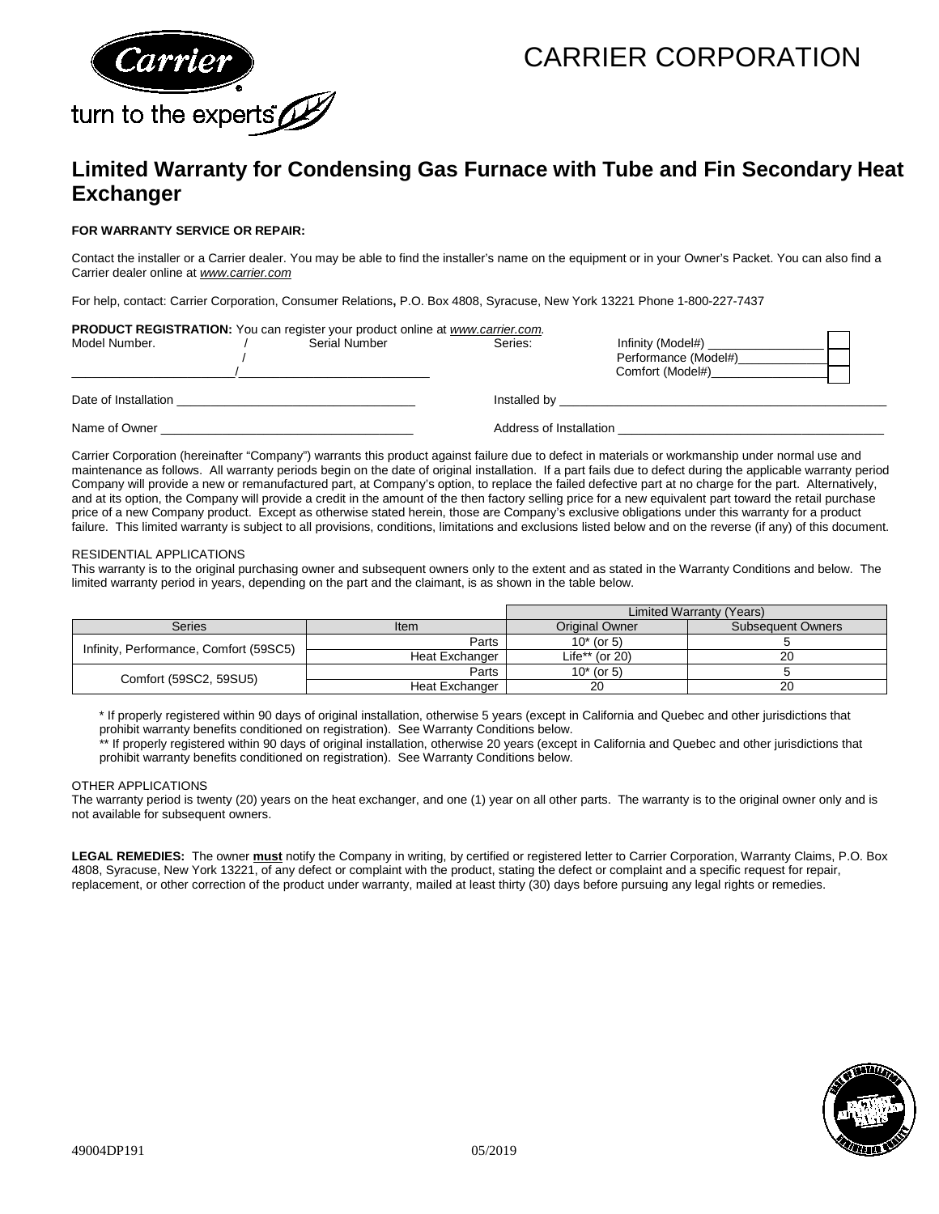# CARRIER CORPORATION

turn to the experts

## Limited Warranty for Condensing Gas Furnace with Tube and Fin Secondary Heat Exchanger

**FOR WARRANTY SERVICE OR REPAIR:**

Contact the installer or a Carrier dealer. You may be able to find the installer's name on the equipment or in your Owner's Packet. You can also find a Carrier dealer online at *www.carrier.com*

For help, contact: Carrier Corporation, Consumer Relations**,** P.O. Box 4808, Syracuse, New York 13221 Phone 1-800-227-7437

**PRODUCT REGISTRATION:** You can register your product online at *www.carrier.com.*

Model Number. / Serial Number

______________________/___________________________

Series: Infinity (Model#) ________________ ☐
Performance (Model#)____________ ☐
Comfort (Model#)________________ ☐

Date of Installation ___________________________________ Installed by ______________________________________________

Name of Owner ____________________________________ Address of Installation ____________________________________

Carrier Corporation (hereinafter "Company") warrants this product against failure due to defect in materials or workmanship under normal use and maintenance as follows. All warranty periods begin on the date of original installation. If a part fails due to defect during the applicable warranty period Company will provide a new or remanufactured part, at Company's option, to replace the failed defective part at no charge for the part. Alternatively, and at its option, the Company will provide a credit in the amount of the then factory selling price for a new equivalent part toward the retail purchase price of a new Company product. Except as otherwise stated herein, those are Company's exclusive obligations under this warranty for a product failure. This limited warranty is subject to all provisions, conditions, limitations and exclusions listed below and on the reverse (if any) of this document.

RESIDENTIAL APPLICATIONS

This warranty is to the original purchasing owner and subsequent owners only to the extent and as stated in the Warranty Conditions and below. The limited warranty period in years, depending on the part and the claimant, is as shown in the table below.

| | | Limited Warranty (Years) | |
|---|---|---|---|
| Series | Item | Original Owner | Subsequent Owners |
| Infinity, Performance, Comfort (59SC5) | Parts | 10* (or 5) | 5 |
| | Heat Exchanger | Life** (or 20) | 20 |
| Comfort (59SC2, 59SU5) | Parts | 10* (or 5) | 5 |
| | Heat Exchanger | 20 | 20 |

\* If properly registered within 90 days of original installation, otherwise 5 years (except in California and Quebec and other jurisdictions that prohibit warranty benefits conditioned on registration). See Warranty Conditions below.

\*\* If properly registered within 90 days of original installation, otherwise 20 years (except in California and Quebec and other jurisdictions that prohibit warranty benefits conditioned on registration). See Warranty Conditions below.

OTHER APPLICATIONS

The warranty period is twenty (20) years on the heat exchanger, and one (1) year on all other parts. The warranty is to the original owner only and is not available for subsequent owners.

**LEGAL REMEDIES:** The owner **must** notify the Company in writing, by certified or registered letter to Carrier Corporation, Warranty Claims, P.O. Box 4808, Syracuse, New York 13221, of any defect or complaint with the product, stating the defect or complaint and a specific request for repair, replacement, or other correction of the product under warranty, mailed at least thirty (30) days before pursuing any legal rights or remedies.

49004DP191 05/2019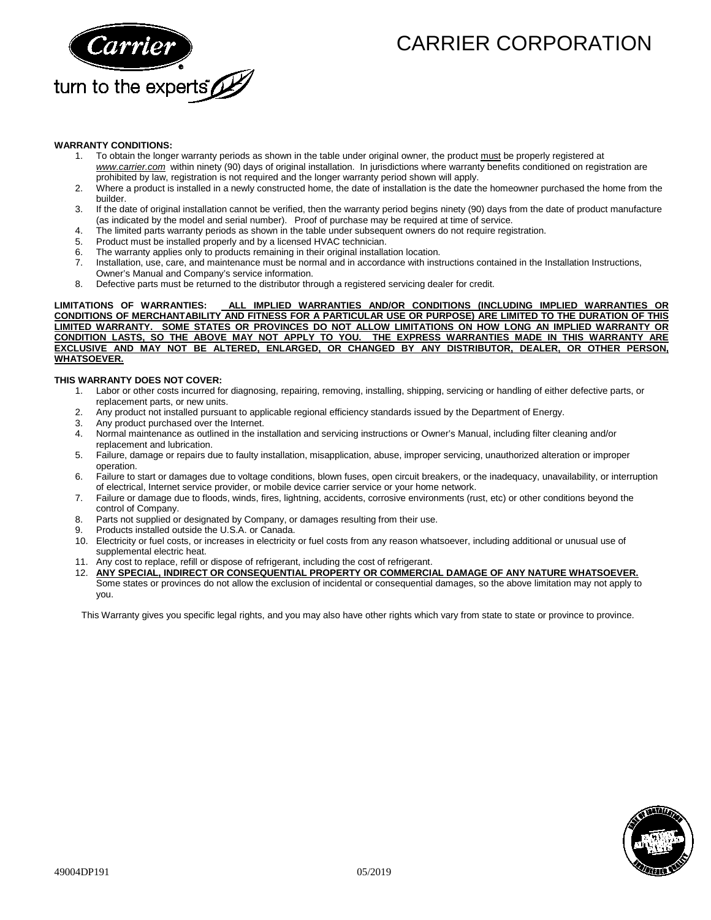Carrier
turn to the experts

# CARRIER CORPORATION

**WARRANTY CONDITIONS:**

1. To obtain the longer warranty periods as shown in the table under original owner, the product must be properly registered at *www.carrier.com* within ninety (90) days of original installation. In jurisdictions where warranty benefits conditioned on registration are prohibited by law, registration is not required and the longer warranty period shown will apply.
2. Where a product is installed in a newly constructed home, the date of installation is the date the homeowner purchased the home from the builder.
3. If the date of original installation cannot be verified, then the warranty period begins ninety (90) days from the date of product manufacture (as indicated by the model and serial number). Proof of purchase may be required at time of service.
4. The limited parts warranty periods as shown in the table under subsequent owners do not require registration.
5. Product must be installed properly and by a licensed HVAC technician.
6. The warranty applies only to products remaining in their original installation location.
7. Installation, use, care, and maintenance must be normal and in accordance with instructions contained in the Installation Instructions, Owner's Manual and Company's service information.
8. Defective parts must be returned to the distributor through a registered servicing dealer for credit.

**LIMITATIONS OF WARRANTIES: ALL IMPLIED WARRANTIES AND/OR CONDITIONS (INCLUDING IMPLIED WARRANTIES OR CONDITIONS OF MERCHANTABILITY AND FITNESS FOR A PARTICULAR USE OR PURPOSE) ARE LIMITED TO THE DURATION OF THIS LIMITED WARRANTY. SOME STATES OR PROVINCES DO NOT ALLOW LIMITATIONS ON HOW LONG AN IMPLIED WARRANTY OR CONDITION LASTS, SO THE ABOVE MAY NOT APPLY TO YOU. THE EXPRESS WARRANTIES MADE IN THIS WARRANTY ARE EXCLUSIVE AND MAY NOT BE ALTERED, ENLARGED, OR CHANGED BY ANY DISTRIBUTOR, DEALER, OR OTHER PERSON, WHATSOEVER.**

**THIS WARRANTY DOES NOT COVER:**

1. Labor or other costs incurred for diagnosing, repairing, removing, installing, shipping, servicing or handling of either defective parts, or replacement parts, or new units.
2. Any product not installed pursuant to applicable regional efficiency standards issued by the Department of Energy.
3. Any product purchased over the Internet.
4. Normal maintenance as outlined in the installation and servicing instructions or Owner's Manual, including filter cleaning and/or replacement and lubrication.
5. Failure, damage or repairs due to faulty installation, misapplication, abuse, improper servicing, unauthorized alteration or improper operation.
6. Failure to start or damages due to voltage conditions, blown fuses, open circuit breakers, or the inadequacy, unavailability, or interruption of electrical, Internet service provider, or mobile device carrier service or your home network.
7. Failure or damage due to floods, winds, fires, lightning, accidents, corrosive environments (rust, etc) or other conditions beyond the control of Company.
8. Parts not supplied or designated by Company, or damages resulting from their use.
9. Products installed outside the U.S.A. or Canada.
10. Electricity or fuel costs, or increases in electricity or fuel costs from any reason whatsoever, including additional or unusual use of supplemental electric heat.
11. Any cost to replace, refill or dispose of refrigerant, including the cost of refrigerant.
12. **ANY SPECIAL, INDIRECT OR CONSEQUENTIAL PROPERTY OR COMMERCIAL DAMAGE OF ANY NATURE WHATSOEVER.** Some states or provinces do not allow the exclusion of incidental or consequential damages, so the above limitation may not apply to you.

This Warranty gives you specific legal rights, and you may also have other rights which vary from state to state or province to province.

49004DP191 05/2019